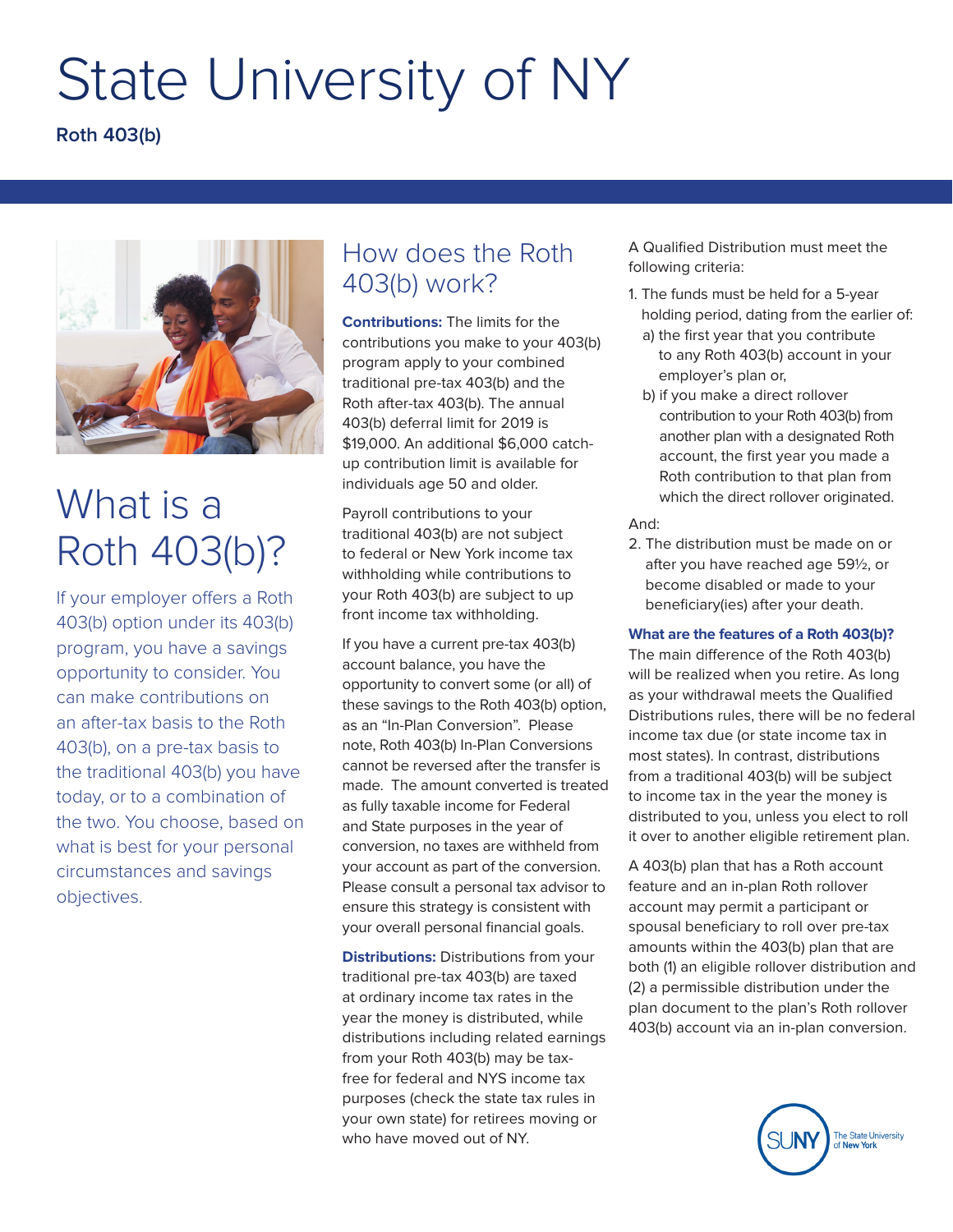# State University of NY

**Roth 403(b)**

## What is a Roth 403(b)?

If your employer offers a Roth 403(b) option under its 403(b) program, you have a savings opportunity to consider. You can make contributions on an after-tax basis to the Roth 403(b), on a pre-tax basis to the traditional 403(b) you have today, or to a combination of the two. You choose, based on what is best for your personal circumstances and savings objectives.

## How does the Roth 403(b) work?

**Contributions:** The limits for the contributions you make to your 403(b) program apply to your combined traditional pre-tax 403(b) and the Roth after-tax 403(b). The annual 403(b) deferral limit for 2019 is $19,000. An additional $6,000 catch-up contribution limit is available for individuals age 50 and older.

Payroll contributions to your traditional 403(b) are not subject to federal or New York income tax withholding while contributions to your Roth 403(b) are subject to up front income tax withholding.

If you have a current pre-tax 403(b) account balance, you have the opportunity to convert some (or all) of these savings to the Roth 403(b) option, as an "In-Plan Conversion". Please note, Roth 403(b) In-Plan Conversions cannot be reversed after the transfer is made. The amount converted is treated as fully taxable income for Federal and State purposes in the year of conversion, no taxes are withheld from your account as part of the conversion. Please consult a personal tax advisor to ensure this strategy is consistent with your overall personal financial goals.

**Distributions:** Distributions from your traditional pre-tax 403(b) are taxed at ordinary income tax rates in the year the money is distributed, while distributions including related earnings from your Roth 403(b) may be tax-free for federal and NYS income tax purposes (check the state tax rules in your own state) for retirees moving or who have moved out of NY.

A Qualified Distribution must meet the following criteria:

1. The funds must be held for a 5-year holding period, dating from the earlier of:
   a) the first year that you contribute to any Roth 403(b) account in your employer's plan or,
   b) if you make a direct rollover contribution to your Roth 403(b) from another plan with a designated Roth account, the first year you made a Roth contribution to that plan from which the direct rollover originated.

And:

2. The distribution must be made on or after you have reached age 59½, or become disabled or made to your beneficiary(ies) after your death.

**What are the features of a Roth 403(b)?**

The main difference of the Roth 403(b) will be realized when you retire. As long as your withdrawal meets the Qualified Distributions rules, there will be no federal income tax due (or state income tax in most states). In contrast, distributions from a traditional 403(b) will be subject to income tax in the year the money is distributed to you, unless you elect to roll it over to another eligible retirement plan.

A 403(b) plan that has a Roth account feature and an in-plan Roth rollover account may permit a participant or spousal beneficiary to roll over pre-tax amounts within the 403(b) plan that are both (1) an eligible rollover distribution and (2) a permissible distribution under the plan document to the plan's Roth rollover 403(b) account via an in-plan conversion.

SUNY The State University of New York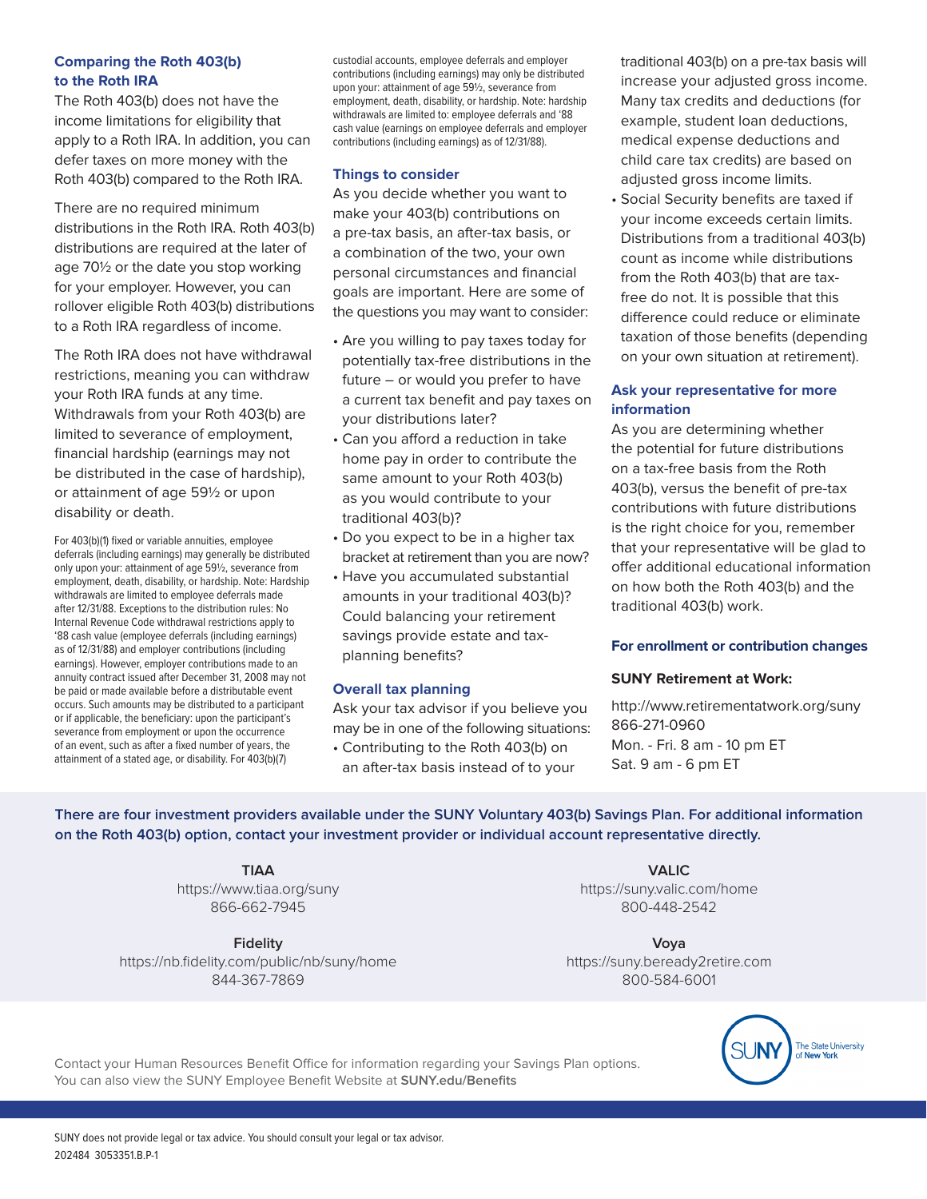## Comparing the Roth 403(b) to the Roth IRA

The Roth 403(b) does not have the income limitations for eligibility that apply to a Roth IRA. In addition, you can defer taxes on more money with the Roth 403(b) compared to the Roth IRA.

There are no required minimum distributions in the Roth IRA. Roth 403(b) distributions are required at the later of age 70½ or the date you stop working for your employer. However, you can rollover eligible Roth 403(b) distributions to a Roth IRA regardless of income.

The Roth IRA does not have withdrawal restrictions, meaning you can withdraw your Roth IRA funds at any time. Withdrawals from your Roth 403(b) are limited to severance of employment, financial hardship (earnings may not be distributed in the case of hardship), or attainment of age 59½ or upon disability or death.

For 403(b)(1) fixed or variable annuities, employee deferrals (including earnings) may generally be distributed only upon your: attainment of age 59½, severance from employment, death, disability, or hardship. Note: Hardship withdrawals are limited to employee deferrals made after 12/31/88. Exceptions to the distribution rules: No Internal Revenue Code withdrawal restrictions apply to '88 cash value (employee deferrals (including earnings) as of 12/31/88) and employer contributions (including earnings). However, employer contributions made to an annuity contract issued after December 31, 2008 may not be paid or made available before a distributable event occurs. Such amounts may be distributed to a participant or if applicable, the beneficiary: upon the participant's severance from employment or upon the occurrence of an event, such as after a fixed number of years, the attainment of a stated age, or disability. For 403(b)(7) custodial accounts, employee deferrals and employer contributions (including earnings) may only be distributed upon your: attainment of age 59½, severance from employment, death, disability, or hardship. Note: hardship withdrawals are limited to: employee deferrals and '88 cash value (earnings on employee deferrals and employer contributions (including earnings) as of 12/31/88).

## Things to consider

As you decide whether you want to make your 403(b) contributions on a pre-tax basis, an after-tax basis, or a combination of the two, your own personal circumstances and financial goals are important. Here are some of the questions you may want to consider:

- Are you willing to pay taxes today for potentially tax-free distributions in the future – or would you prefer to have a current tax benefit and pay taxes on your distributions later?
- Can you afford a reduction in take home pay in order to contribute the same amount to your Roth 403(b) as you would contribute to your traditional 403(b)?
- Do you expect to be in a higher tax bracket at retirement than you are now?
- Have you accumulated substantial amounts in your traditional 403(b)? Could balancing your retirement savings provide estate and tax-planning benefits?

## Overall tax planning

Ask your tax advisor if you believe you may be in one of the following situations:

- Contributing to the Roth 403(b) on an after-tax basis instead of to your traditional 403(b) on a pre-tax basis will increase your adjusted gross income. Many tax credits and deductions (for example, student loan deductions, medical expense deductions and child care tax credits) are based on adjusted gross income limits.
- Social Security benefits are taxed if your income exceeds certain limits. Distributions from a traditional 403(b) count as income while distributions from the Roth 403(b) that are tax-free do not. It is possible that this difference could reduce or eliminate taxation of those benefits (depending on your own situation at retirement).

## Ask your representative for more information

As you are determining whether the potential for future distributions on a tax-free basis from the Roth 403(b), versus the benefit of pre-tax contributions with future distributions is the right choice for you, remember that your representative will be glad to offer additional educational information on how both the Roth 403(b) and the traditional 403(b) work.

## For enrollment or contribution changes

**SUNY Retirement at Work:**

http://www.retirementatwork.org/suny
866-271-0960
Mon. - Fri. 8 am - 10 pm ET
Sat. 9 am - 6 pm ET

**There are four investment providers available under the SUNY Voluntary 403(b) Savings Plan. For additional information on the Roth 403(b) option, contact your investment provider or individual account representative directly.**

**TIAA**
https://www.tiaa.org/suny
866-662-7945

**VALIC**
https://suny.valic.com/home
800-448-2542

**Fidelity**
https://nb.fidelity.com/public/nb/suny/home
844-367-7869

**Voya**
https://suny.beready2retire.com
800-584-6001

Contact your Human Resources Benefit Office for information regarding your Savings Plan options.
You can also view the SUNY Employee Benefit Website at **SUNY.edu/Benefits**

SUNY The State University of New York

SUNY does not provide legal or tax advice. You should consult your legal or tax advisor.
202484 3053351.B.P-1